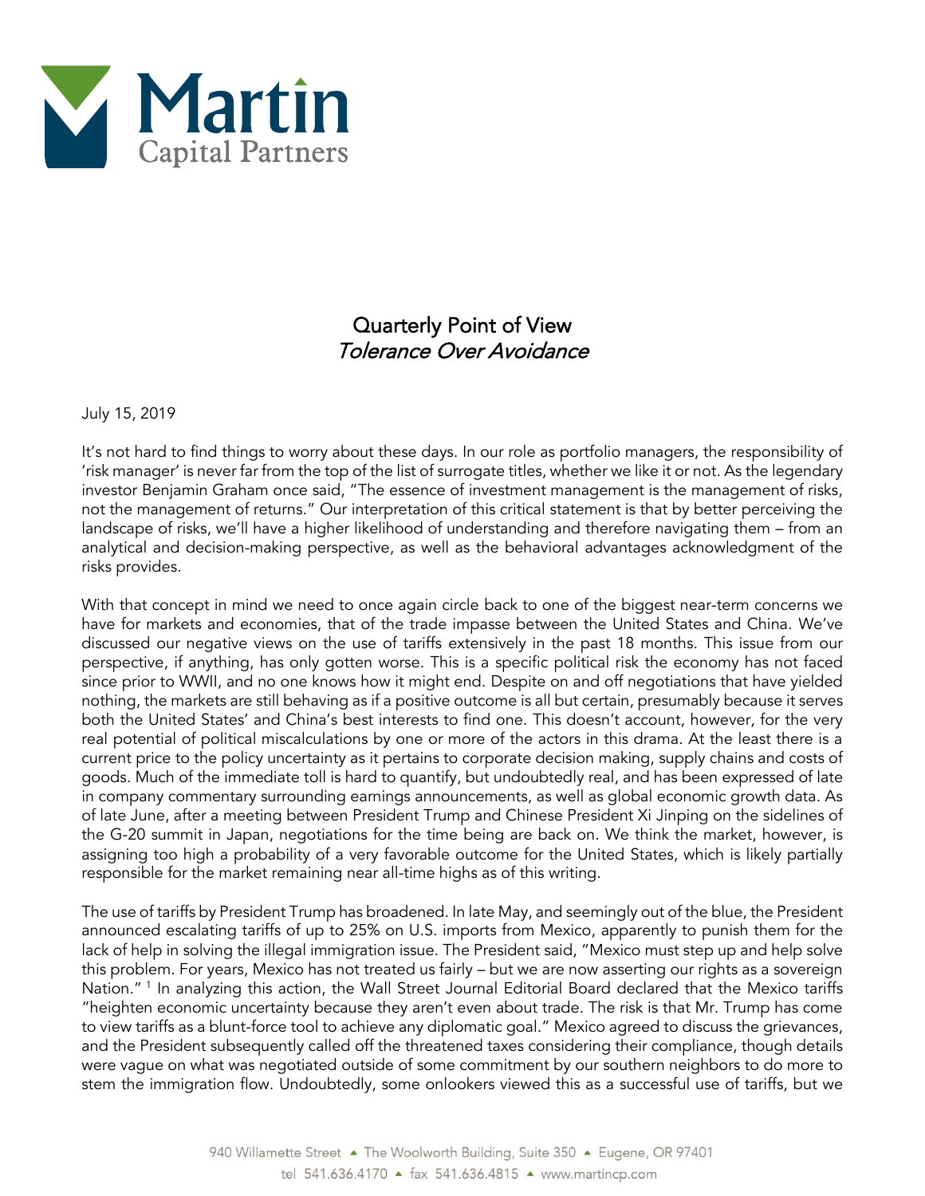# Quarterly Point of View

## *Tolerance Over Avoidance*

July 15, 2019

It's not hard to find things to worry about these days. In our role as portfolio managers, the responsibility of 'risk manager' is never far from the top of the list of surrogate titles, whether we like it or not. As the legendary investor Benjamin Graham once said, "The essence of investment management is the management of risks, not the management of returns." Our interpretation of this critical statement is that by better perceiving the landscape of risks, we'll have a higher likelihood of understanding and therefore navigating them – from an analytical and decision-making perspective, as well as the behavioral advantages acknowledgment of the risks provides.

With that concept in mind we need to once again circle back to one of the biggest near-term concerns we have for markets and economies, that of the trade impasse between the United States and China. We've discussed our negative views on the use of tariffs extensively in the past 18 months. This issue from our perspective, if anything, has only gotten worse. This is a specific political risk the economy has not faced since prior to WWII, and no one knows how it might end. Despite on and off negotiations that have yielded nothing, the markets are still behaving as if a positive outcome is all but certain, presumably because it serves both the United States' and China's best interests to find one. This doesn't account, however, for the very real potential of political miscalculations by one or more of the actors in this drama. At the least there is a current price to the policy uncertainty as it pertains to corporate decision making, supply chains and costs of goods. Much of the immediate toll is hard to quantify, but undoubtedly real, and has been expressed of late in company commentary surrounding earnings announcements, as well as global economic growth data. As of late June, after a meeting between President Trump and Chinese President Xi Jinping on the sidelines of the G-20 summit in Japan, negotiations for the time being are back on. We think the market, however, is assigning too high a probability of a very favorable outcome for the United States, which is likely partially responsible for the market remaining near all-time highs as of this writing.

The use of tariffs by President Trump has broadened. In late May, and seemingly out of the blue, the President announced escalating tariffs of up to 25% on U.S. imports from Mexico, apparently to punish them for the lack of help in solving the illegal immigration issue. The President said, "Mexico must step up and help solve this problem. For years, Mexico has not treated us fairly – but we are now asserting our rights as a sovereign Nation." [1] In analyzing this action, the Wall Street Journal Editorial Board declared that the Mexico tariffs "heighten economic uncertainty because they aren't even about trade. The risk is that Mr. Trump has come to view tariffs as a blunt-force tool to achieve any diplomatic goal." Mexico agreed to discuss the grievances, and the President subsequently called off the threatened taxes considering their compliance, though details were vague on what was negotiated outside of some commitment by our southern neighbors to do more to stem the immigration flow. Undoubtedly, some onlookers viewed this as a successful use of tariffs, but we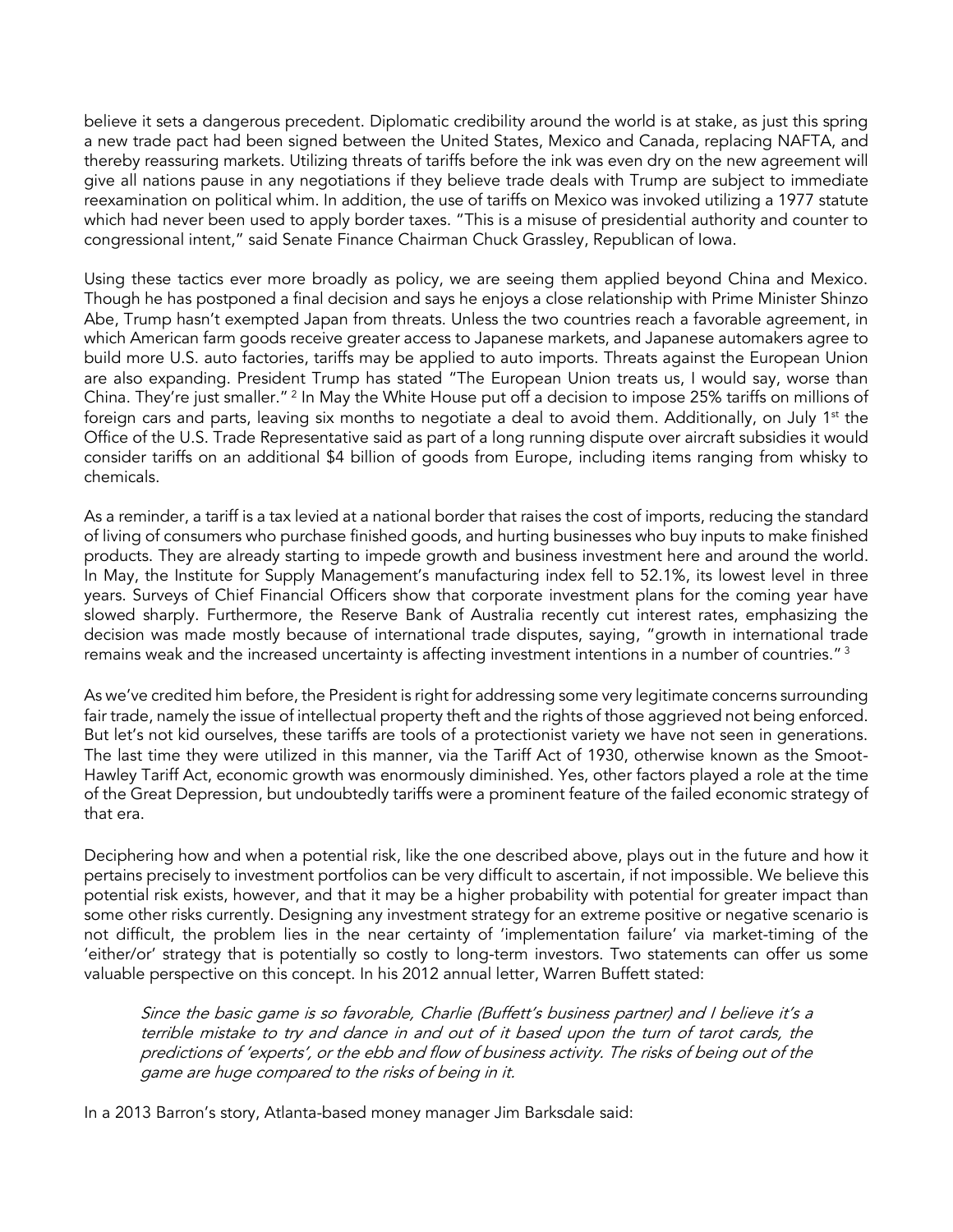believe it sets a dangerous precedent. Diplomatic credibility around the world is at stake, as just this spring a new trade pact had been signed between the United States, Mexico and Canada, replacing NAFTA, and thereby reassuring markets. Utilizing threats of tariffs before the ink was even dry on the new agreement will give all nations pause in any negotiations if they believe trade deals with Trump are subject to immediate reexamination on political whim. In addition, the use of tariffs on Mexico was invoked utilizing a 1977 statute which had never been used to apply border taxes. "This is a misuse of presidential authority and counter to congressional intent," said Senate Finance Chairman Chuck Grassley, Republican of Iowa.

Using these tactics ever more broadly as policy, we are seeing them applied beyond China and Mexico. Though he has postponed a final decision and says he enjoys a close relationship with Prime Minister Shinzo Abe, Trump hasn't exempted Japan from threats. Unless the two countries reach a favorable agreement, in which American farm goods receive greater access to Japanese markets, and Japanese automakers agree to build more U.S. auto factories, tariffs may be applied to auto imports. Threats against the European Union are also expanding. President Trump has stated "The European Union treats us, I would say, worse than China. They're just smaller." [2] In May the White House put off a decision to impose 25% tariffs on millions of foreign cars and parts, leaving six months to negotiate a deal to avoid them. Additionally, on July 1st the Office of the U.S. Trade Representative said as part of a long running dispute over aircraft subsidies it would consider tariffs on an additional $4 billion of goods from Europe, including items ranging from whisky to chemicals.

As a reminder, a tariff is a tax levied at a national border that raises the cost of imports, reducing the standard of living of consumers who purchase finished goods, and hurting businesses who buy inputs to make finished products. They are already starting to impede growth and business investment here and around the world. In May, the Institute for Supply Management's manufacturing index fell to 52.1%, its lowest level in three years. Surveys of Chief Financial Officers show that corporate investment plans for the coming year have slowed sharply. Furthermore, the Reserve Bank of Australia recently cut interest rates, emphasizing the decision was made mostly because of international trade disputes, saying, "growth in international trade remains weak and the increased uncertainty is affecting investment intentions in a number of countries." [3]

As we've credited him before, the President is right for addressing some very legitimate concerns surrounding fair trade, namely the issue of intellectual property theft and the rights of those aggrieved not being enforced. But let's not kid ourselves, these tariffs are tools of a protectionist variety we have not seen in generations. The last time they were utilized in this manner, via the Tariff Act of 1930, otherwise known as the Smoot-Hawley Tariff Act, economic growth was enormously diminished. Yes, other factors played a role at the time of the Great Depression, but undoubtedly tariffs were a prominent feature of the failed economic strategy of that era.

Deciphering how and when a potential risk, like the one described above, plays out in the future and how it pertains precisely to investment portfolios can be very difficult to ascertain, if not impossible. We believe this potential risk exists, however, and that it may be a higher probability with potential for greater impact than some other risks currently. Designing any investment strategy for an extreme positive or negative scenario is not difficult, the problem lies in the near certainty of 'implementation failure' via market-timing of the 'either/or' strategy that is potentially so costly to long-term investors. Two statements can offer us some valuable perspective on this concept. In his 2012 annual letter, Warren Buffett stated:

> *Since the basic game is so favorable, Charlie (Buffett's business partner) and I believe it's a terrible mistake to try and dance in and out of it based upon the turn of tarot cards, the predictions of 'experts', or the ebb and flow of business activity. The risks of being out of the game are huge compared to the risks of being in it.*

In a 2013 Barron's story, Atlanta-based money manager Jim Barksdale said: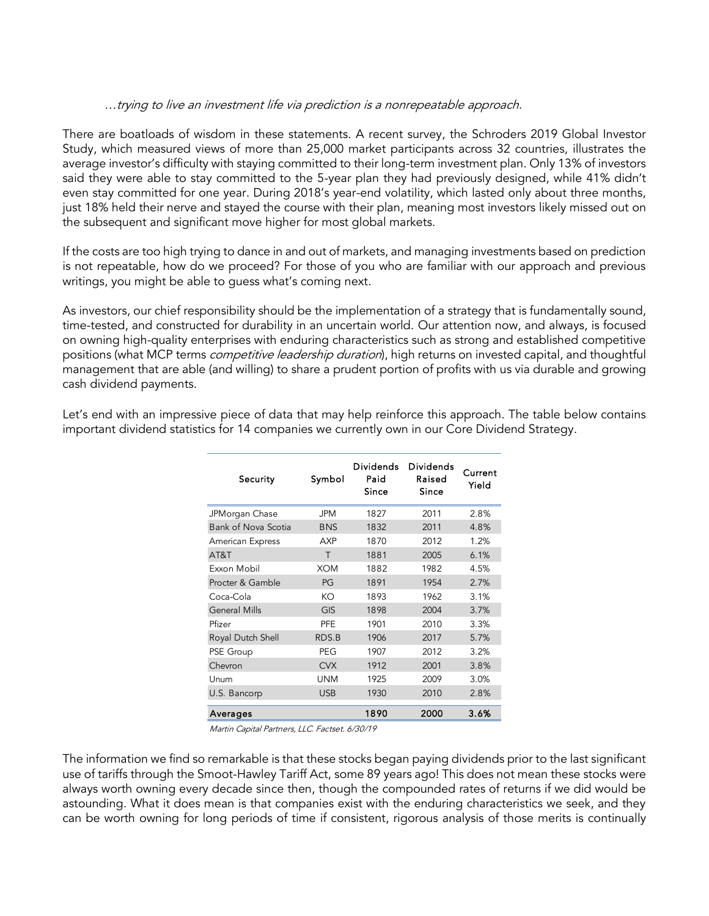*…trying to live an investment life via prediction is a nonrepeatable approach.*

There are boatloads of wisdom in these statements. A recent survey, the Schroders 2019 Global Investor Study, which measured views of more than 25,000 market participants across 32 countries, illustrates the average investor's difficulty with staying committed to their long-term investment plan. Only 13% of investors said they were able to stay committed to the 5-year plan they had previously designed, while 41% didn't even stay committed for one year. During 2018's year-end volatility, which lasted only about three months, just 18% held their nerve and stayed the course with their plan, meaning most investors likely missed out on the subsequent and significant move higher for most global markets.

If the costs are too high trying to dance in and out of markets, and managing investments based on prediction is not repeatable, how do we proceed? For those of you who are familiar with our approach and previous writings, you might be able to guess what's coming next.

As investors, our chief responsibility should be the implementation of a strategy that is fundamentally sound, time-tested, and constructed for durability in an uncertain world. Our attention now, and always, is focused on owning high-quality enterprises with enduring characteristics such as strong and established competitive positions (what MCP terms *competitive leadership duration*), high returns on invested capital, and thoughtful management that are able (and willing) to share a prudent portion of profits with us via durable and growing cash dividend payments.

Let's end with an impressive piece of data that may help reinforce this approach. The table below contains important dividend statistics for 14 companies we currently own in our Core Dividend Strategy.

| Security | Symbol | Dividends Paid Since | Dividends Raised Since | Current Yield |
|---|---|---|---|---|
| JPMorgan Chase | JPM | 1827 | 2011 | 2.8% |
| Bank of Nova Scotia | BNS | 1832 | 2011 | 4.8% |
| American Express | AXP | 1870 | 2012 | 1.2% |
| AT&T | T | 1881 | 2005 | 6.1% |
| Exxon Mobil | XOM | 1882 | 1982 | 4.5% |
| Procter & Gamble | PG | 1891 | 1954 | 2.7% |
| Coca-Cola | KO | 1893 | 1962 | 3.1% |
| General Mills | GIS | 1898 | 2004 | 3.7% |
| Pfizer | PFE | 1901 | 2010 | 3.3% |
| Royal Dutch Shell | RDS.B | 1906 | 2017 | 5.7% |
| PSE Group | PEG | 1907 | 2012 | 3.2% |
| Chevron | CVX | 1912 | 2001 | 3.8% |
| Unum | UNM | 1925 | 2009 | 3.0% |
| U.S. Bancorp | USB | 1930 | 2010 | 2.8% |
| **Averages** | | **1890** | **2000** | **3.6%** |

*Martin Capital Partners, LLC. Factset. 6/30/19*

The information we find so remarkable is that these stocks began paying dividends prior to the last significant use of tariffs through the Smoot-Hawley Tariff Act, some 89 years ago! This does not mean these stocks were always worth owning every decade since then, though the compounded rates of returns if we did would be astounding. What it does mean is that companies exist with the enduring characteristics we seek, and they can be worth owning for long periods of time if consistent, rigorous analysis of those merits is continually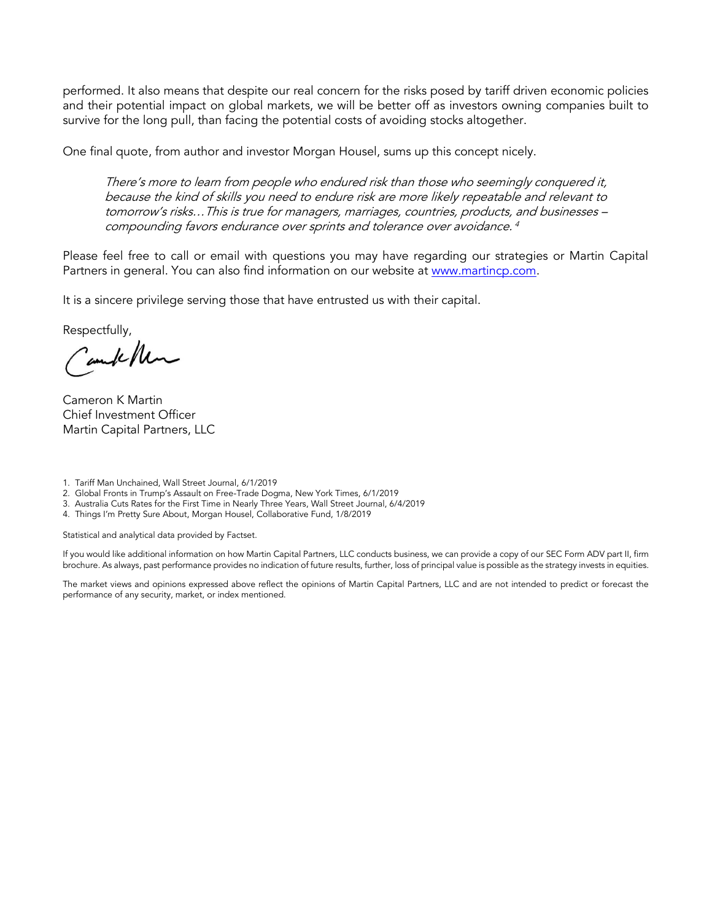performed. It also means that despite our real concern for the risks posed by tariff driven economic policies and their potential impact on global markets, we will be better off as investors owning companies built to survive for the long pull, than facing the potential costs of avoiding stocks altogether.

One final quote, from author and investor Morgan Housel, sums up this concept nicely.

> *There's more to learn from people who endured risk than those who seemingly conquered it, because the kind of skills you need to endure risk are more likely repeatable and relevant to tomorrow's risks…This is true for managers, marriages, countries, products, and businesses – compounding favors endurance over sprints and tolerance over avoidance.* [4]

Please feel free to call or email with questions you may have regarding our strategies or Martin Capital Partners in general. You can also find information on our website at [www.martincp.com](www.martincp.com).

It is a sincere privilege serving those that have entrusted us with their capital.

Respectfully,

Cameron K Martin
Chief Investment Officer
Martin Capital Partners, LLC

1. Tariff Man Unchained, Wall Street Journal, 6/1/2019
2. Global Fronts in Trump's Assault on Free-Trade Dogma, New York Times, 6/1/2019
3. Australia Cuts Rates for the First Time in Nearly Three Years, Wall Street Journal, 6/4/2019
4. Things I'm Pretty Sure About, Morgan Housel, Collaborative Fund, 1/8/2019

Statistical and analytical data provided by Factset.

If you would like additional information on how Martin Capital Partners, LLC conducts business, we can provide a copy of our SEC Form ADV part II, firm brochure. As always, past performance provides no indication of future results, further, loss of principal value is possible as the strategy invests in equities.

The market views and opinions expressed above reflect the opinions of Martin Capital Partners, LLC and are not intended to predict or forecast the performance of any security, market, or index mentioned.